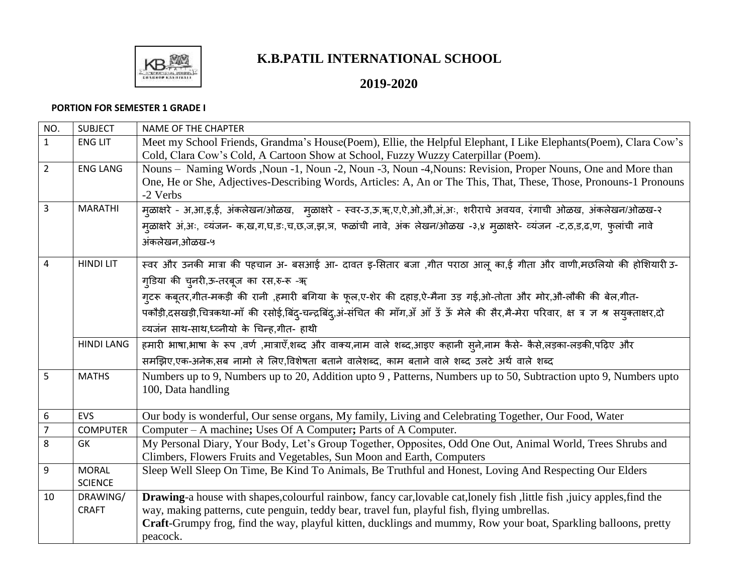# K.B.PATIL INTERNATIONAL SCHOOL

## 2019-2020

**PORTION FOR SEMESTER 1 GRADE I**

| NO. | SUBJECT | NAME OF THE CHAPTER |
|---|---|---|
| 1 | ENG LIT | Meet my School Friends, Grandma's House(Poem), Ellie, the Helpful Elephant, I Like Elephants(Poem), Clara Cow's Cold, Clara Cow's Cold, A Cartoon Show at School, Fuzzy Wuzzy Caterpillar (Poem). |
| 2 | ENG LANG | Nouns – Naming Words ,Noun -1, Noun -2, Noun -3, Noun -4,Nouns: Revision, Proper Nouns, One and More than One, He or She, Adjectives-Describing Words, Articles: A, An or The This, That, These, Those, Pronouns-1 Pronouns -2 Verbs |
| 3 | MARATHI | मुळाक्षरे - अ,आ,इ,ई, अंकलेखन/ओळख, मुळाक्षरे - स्वर-उ,ऊ,ऋ,ए,ऐ,ओ,औ,अं,अः, शरीराचे अवयव, रंगाची ओळख, अंकलेखन/ओळख-२ मुळाक्षरे अं,अः, व्यंजन- क,ख,ग,घ,ङ,च,छ,ज,झ,ञ, फळांची नावे, अंक लेखन/ओळख -३,४ मुळाक्षरे- व्यंजन -ट,ठ,ड,ढ,ण, फुलांची नावे अंकलेखन,ओळख-५ |
| 4 | HINDI LIT | स्वर और उनकी मात्रा की पहचान अ- बसआई आ- दावत इ-सितार बजा ,गीत पराठा आलू का,ई गीता और वाणी,मछलियो की होशियारी उ-गुडिया की चुनरी,ऊ-तरबूज का रस,रु-रू -ऋ गुटरू कबूतर,गीत-मकड़ी की रानी ,हमारी बगिया के फूल,ए-शेर की दहाड़,ऐ-मैना उड़ गई,ओ-तोता और मोर,औ-लौकी की बेल,गीत-पकौड़ी,दसखड़ी,चित्रकथा-माँ की रसोई,बिंदु-चन्द्रबिंदु,अं-संचित की माँग,अँ आँ उँ ऊँ मेले की सैर,मै-मेरा परिवार, क्ष त्र ज्ञ श्र सयुक्ताक्षर,दो व्यजंन साथ-साथ,ध्व्नीयो के चिन्ह,गीत- हाथी |
| | HINDI LANG | हमारी भाषा,भाषा के रूप ,वर्ण ,मात्राएँ,शब्द और वाक्य,नाम वाले शब्द,आइए कहानी सुने,नाम कैसे- कैसे,लड़का-लड़की,पढ़िए और समझिए,एक-अनेक,सब नामो ले लिए,विशेषता बताने वालेशब्द, काम बताने वाले शब्द उलटे अर्थ वाले शब्द |
| 5 | MATHS | Numbers up to 9, Numbers up to 20, Addition upto 9 , Patterns, Numbers up to 50, Subtraction upto 9, Numbers upto 100, Data handling |
| 6 | EVS | Our body is wonderful, Our sense organs, My family, Living and Celebrating Together, Our Food, Water |
| 7 | COMPUTER | Computer – A machine**;** Uses Of A Computer**;** Parts of A Computer. |
| 8 | GK | My Personal Diary, Your Body, Let's Group Together, Opposites, Odd One Out, Animal World, Trees Shrubs and Climbers, Flowers Fruits and Vegetables, Sun Moon and Earth, Computers |
| 9 | MORAL SCIENCE | Sleep Well Sleep On Time, Be Kind To Animals, Be Truthful and Honest, Loving And Respecting Our Elders |
| 10 | DRAWING/ CRAFT | **Drawing**-a house with shapes,colourful rainbow, fancy car,lovable cat,lonely fish ,little fish ,juicy apples,find the way, making patterns, cute penguin, teddy bear, travel fun, playful fish, flying umbrellas. **Craft**-Grumpy frog, find the way, playful kitten, ducklings and mummy, Row your boat, Sparkling balloons, pretty peacock. |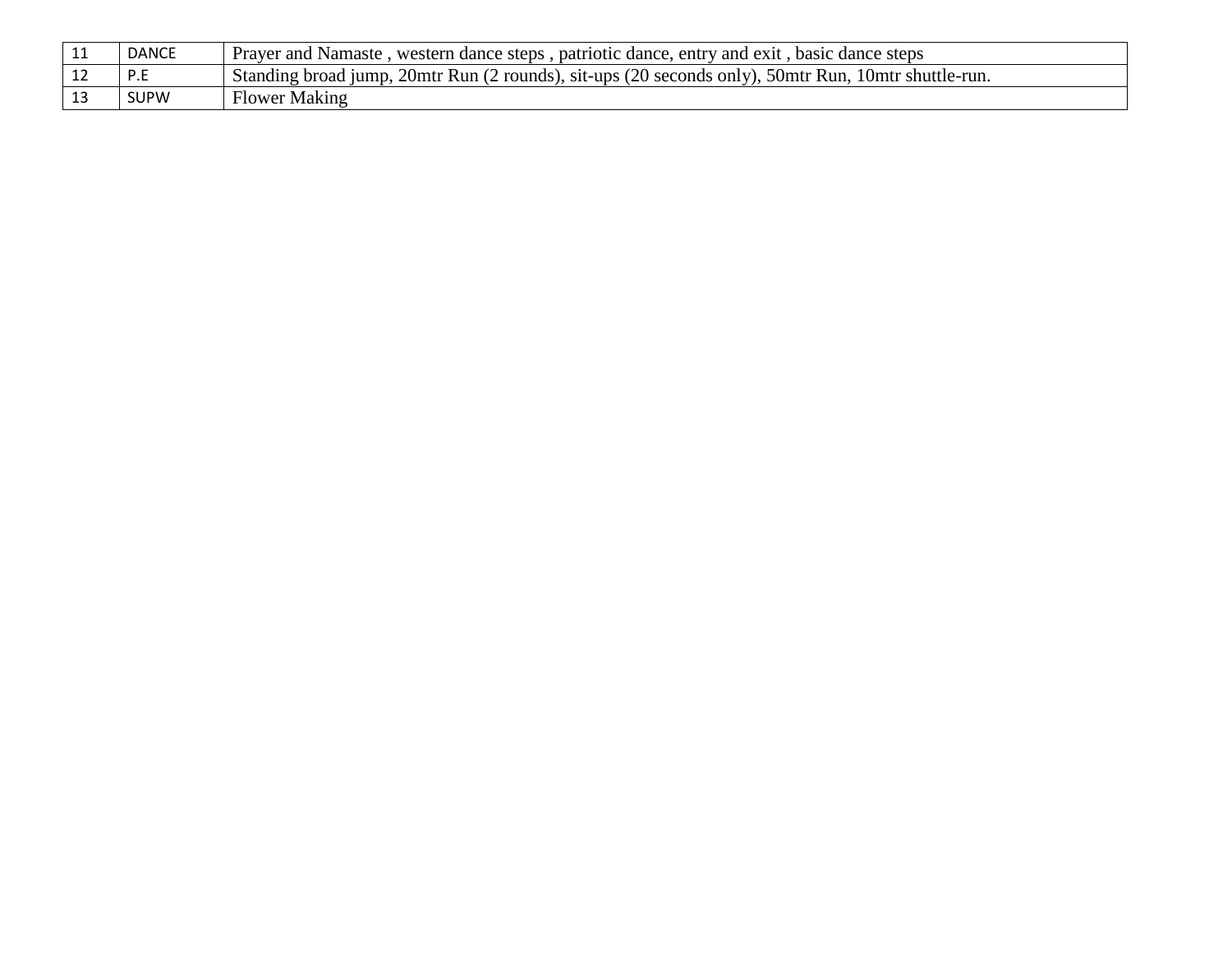| | | |
|---|---|---|
| 11 | DANCE | Prayer and Namaste , western dance steps , patriotic dance, entry and exit , basic dance steps |
| 12 | P.E | Standing broad jump, 20mtr Run (2 rounds), sit-ups (20 seconds only), 50mtr Run, 10mtr shuttle-run. |
| 13 | SUPW | Flower Making |